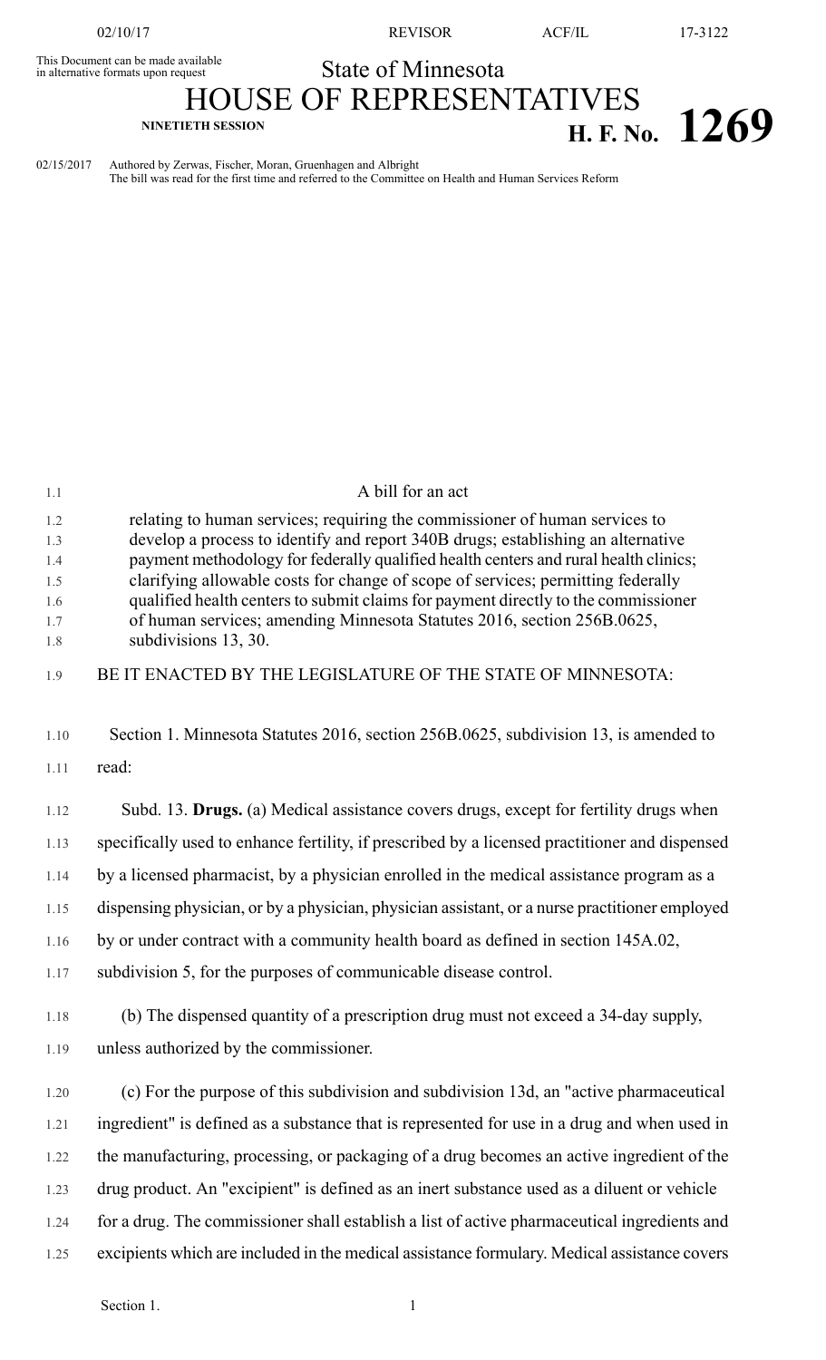This Document can be made available in alternative formats upon request

State of Minnesota

# HOUSE OF REPRESENTATIVES

NINETIETH SESSION

**H. F. No. 1269**

02/15/2017 Authored by Zerwas, Fischer, Moran, Gruenhagen and Albright
The bill was read for the first time and referred to the Committee on Health and Human Services Reform

A bill for an act

relating to human services; requiring the commissioner of human services to develop a process to identify and report 340B drugs; establishing an alternative payment methodology for federally qualified health centers and rural health clinics; clarifying allowable costs for change of scope of services; permitting federally qualified health centers to submit claims for payment directly to the commissioner of human services; amending Minnesota Statutes 2016, section 256B.0625, subdivisions 13, 30.

BE IT ENACTED BY THE LEGISLATURE OF THE STATE OF MINNESOTA:

Section 1. Minnesota Statutes 2016, section 256B.0625, subdivision 13, is amended to read:

Subd. 13. **Drugs.** (a) Medical assistance covers drugs, except for fertility drugs when specifically used to enhance fertility, if prescribed by a licensed practitioner and dispensed by a licensed pharmacist, by a physician enrolled in the medical assistance program as a dispensing physician, or by a physician, physician assistant, or a nurse practitioner employed by or under contract with a community health board as defined in section 145A.02, subdivision 5, for the purposes of communicable disease control.

(b) The dispensed quantity of a prescription drug must not exceed a 34-day supply, unless authorized by the commissioner.

(c) For the purpose of this subdivision and subdivision 13d, an "active pharmaceutical ingredient" is defined as a substance that is represented for use in a drug and when used in the manufacturing, processing, or packaging of a drug becomes an active ingredient of the drug product. An "excipient" is defined as an inert substance used as a diluent or vehicle for a drug. The commissioner shall establish a list of active pharmaceutical ingredients and excipients which are included in the medical assistance formulary. Medical assistance covers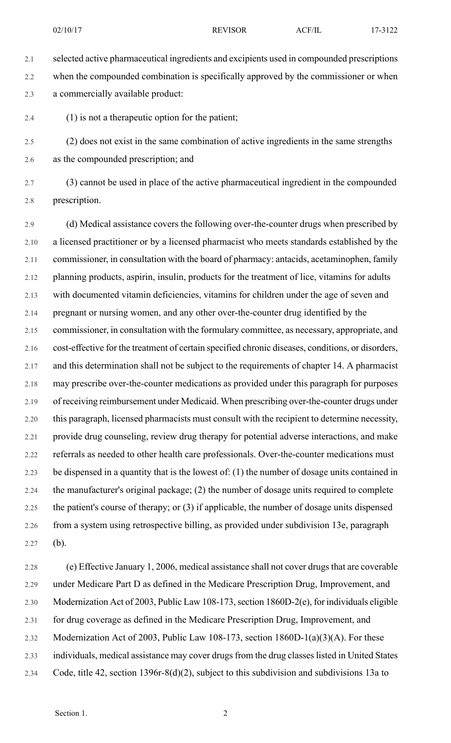selected active pharmaceutical ingredients and excipients used in compounded prescriptions when the compounded combination is specifically approved by the commissioner or when a commercially available product:

(1) is not a therapeutic option for the patient;

(2) does not exist in the same combination of active ingredients in the same strengths as the compounded prescription; and

(3) cannot be used in place of the active pharmaceutical ingredient in the compounded prescription.

(d) Medical assistance covers the following over-the-counter drugs when prescribed by a licensed practitioner or by a licensed pharmacist who meets standards established by the commissioner, in consultation with the board of pharmacy: antacids, acetaminophen, family planning products, aspirin, insulin, products for the treatment of lice, vitamins for adults with documented vitamin deficiencies, vitamins for children under the age of seven and pregnant or nursing women, and any other over-the-counter drug identified by the commissioner, in consultation with the formulary committee, as necessary, appropriate, and cost-effective for the treatment of certain specified chronic diseases, conditions, or disorders, and this determination shall not be subject to the requirements of chapter 14. A pharmacist may prescribe over-the-counter medications as provided under this paragraph for purposes of receiving reimbursement under Medicaid. When prescribing over-the-counter drugs under this paragraph, licensed pharmacists must consult with the recipient to determine necessity, provide drug counseling, review drug therapy for potential adverse interactions, and make referrals as needed to other health care professionals. Over-the-counter medications must be dispensed in a quantity that is the lowest of: (1) the number of dosage units contained in the manufacturer's original package; (2) the number of dosage units required to complete the patient's course of therapy; or (3) if applicable, the number of dosage units dispensed from a system using retrospective billing, as provided under subdivision 13e, paragraph (b).

(e) Effective January 1, 2006, medical assistance shall not cover drugs that are coverable under Medicare Part D as defined in the Medicare Prescription Drug, Improvement, and Modernization Act of 2003, Public Law 108-173, section 1860D-2(e), for individuals eligible for drug coverage as defined in the Medicare Prescription Drug, Improvement, and Modernization Act of 2003, Public Law 108-173, section 1860D-1(a)(3)(A). For these individuals, medical assistance may cover drugs from the drug classes listed in United States Code, title 42, section 1396r-8(d)(2), subject to this subdivision and subdivisions 13a to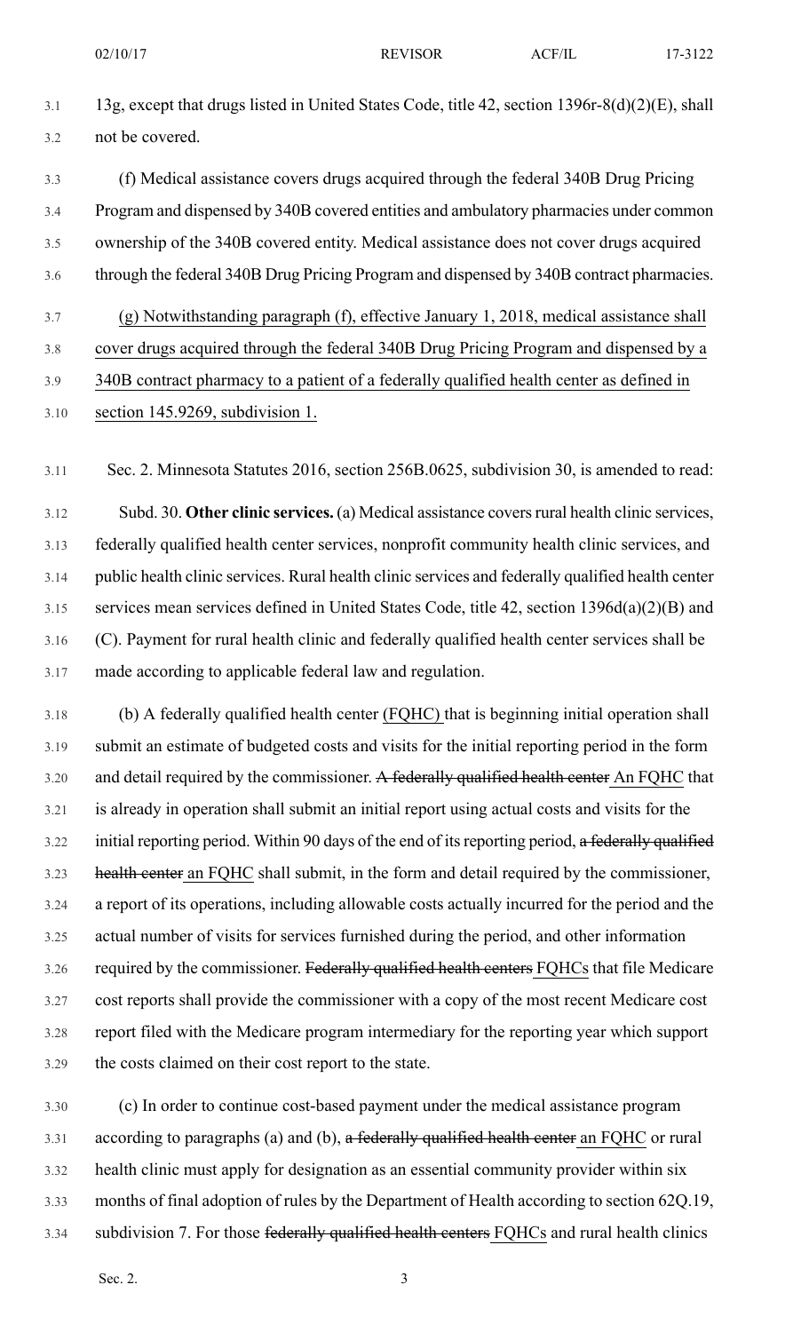13g, except that drugs listed in United States Code, title 42, section 1396r-8(d)(2)(E), shall not be covered.

(f) Medical assistance covers drugs acquired through the federal 340B Drug Pricing Program and dispensed by 340B covered entities and ambulatory pharmacies under common ownership of the 340B covered entity. Medical assistance does not cover drugs acquired through the federal 340B Drug Pricing Program and dispensed by 340B contract pharmacies.

(g) Notwithstanding paragraph (f), effective January 1, 2018, medical assistance shall cover drugs acquired through the federal 340B Drug Pricing Program and dispensed by a 340B contract pharmacy to a patient of a federally qualified health center as defined in section 145.9269, subdivision 1.

Sec. 2. Minnesota Statutes 2016, section 256B.0625, subdivision 30, is amended to read:

Subd. 30. **Other clinic services.** (a) Medical assistance covers rural health clinic services, federally qualified health center services, nonprofit community health clinic services, and public health clinic services. Rural health clinic services and federally qualified health center services mean services defined in United States Code, title 42, section 1396d(a)(2)(B) and (C). Payment for rural health clinic and federally qualified health center services shall be made according to applicable federal law and regulation.

(b) A federally qualified health center (FQHC) that is beginning initial operation shall submit an estimate of budgeted costs and visits for the initial reporting period in the form and detail required by the commissioner. ~~A federally qualified health center~~ An FQHC that is already in operation shall submit an initial report using actual costs and visits for the initial reporting period. Within 90 days of the end of its reporting period, ~~a federally qualified health center~~ an FQHC shall submit, in the form and detail required by the commissioner, a report of its operations, including allowable costs actually incurred for the period and the actual number of visits for services furnished during the period, and other information required by the commissioner. ~~Federally qualified health centers~~ FQHCs that file Medicare cost reports shall provide the commissioner with a copy of the most recent Medicare cost report filed with the Medicare program intermediary for the reporting year which support the costs claimed on their cost report to the state.

(c) In order to continue cost-based payment under the medical assistance program according to paragraphs (a) and (b), ~~a federally qualified health center~~ an FQHC or rural health clinic must apply for designation as an essential community provider within six months of final adoption of rules by the Department of Health according to section 62Q.19, subdivision 7. For those ~~federally qualified health centers~~ FQHCs and rural health clinics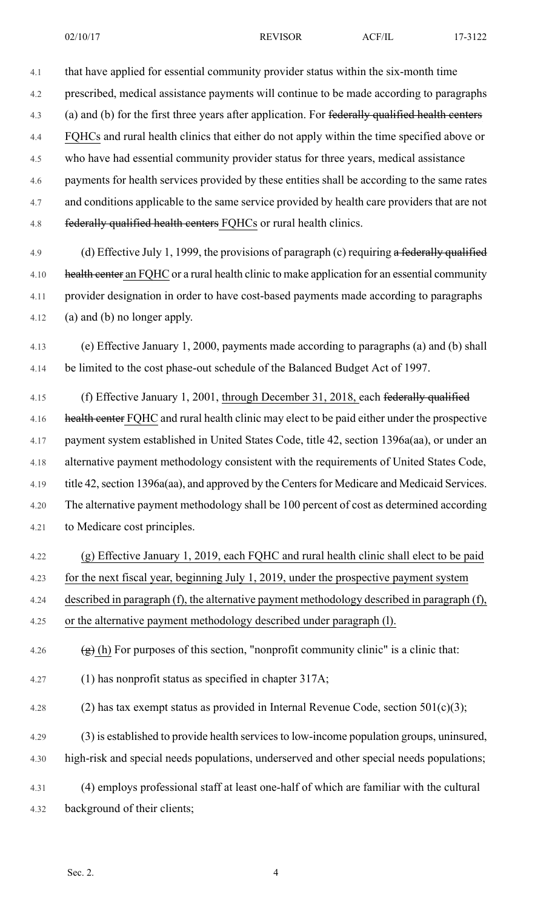that have applied for essential community provider status within the six-month time prescribed, medical assistance payments will continue to be made according to paragraphs (a) and (b) for the first three years after application. For ~~federally qualified health centers~~ FQHCs and rural health clinics that either do not apply within the time specified above or who have had essential community provider status for three years, medical assistance payments for health services provided by these entities shall be according to the same rates and conditions applicable to the same service provided by health care providers that are not ~~federally qualified health centers~~ FQHCs or rural health clinics.

(d) Effective July 1, 1999, the provisions of paragraph (c) requiring ~~a federally qualified health center~~ an FQHC or a rural health clinic to make application for an essential community provider designation in order to have cost-based payments made according to paragraphs (a) and (b) no longer apply.

(e) Effective January 1, 2000, payments made according to paragraphs (a) and (b) shall be limited to the cost phase-out schedule of the Balanced Budget Act of 1997.

(f) Effective January 1, 2001, through December 31, 2018, each ~~federally qualified health center~~ FQHC and rural health clinic may elect to be paid either under the prospective payment system established in United States Code, title 42, section 1396a(aa), or under an alternative payment methodology consistent with the requirements of United States Code, title 42, section 1396a(aa), and approved by the Centers for Medicare and Medicaid Services. The alternative payment methodology shall be 100 percent of cost as determined according to Medicare cost principles.

(g) Effective January 1, 2019, each FQHC and rural health clinic shall elect to be paid for the next fiscal year, beginning July 1, 2019, under the prospective payment system described in paragraph (f), the alternative payment methodology described in paragraph (f), or the alternative payment methodology described under paragraph (l).

~~(g)~~ (h) For purposes of this section, "nonprofit community clinic" is a clinic that:

(1) has nonprofit status as specified in chapter 317A;

(2) has tax exempt status as provided in Internal Revenue Code, section 501(c)(3);

(3) is established to provide health services to low-income population groups, uninsured, high-risk and special needs populations, underserved and other special needs populations;

(4) employs professional staff at least one-half of which are familiar with the cultural background of their clients;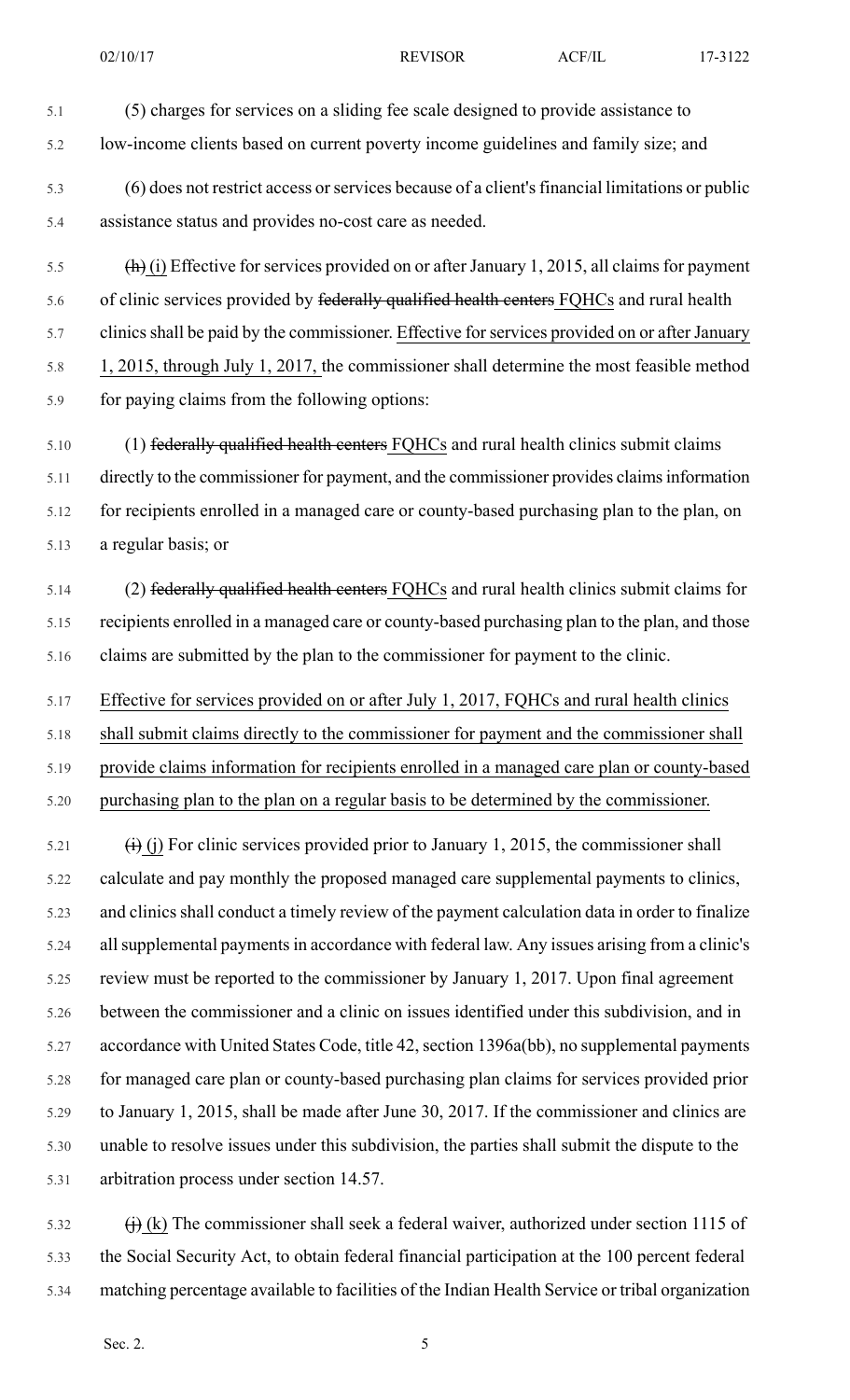(5) charges for services on a sliding fee scale designed to provide assistance to low-income clients based on current poverty income guidelines and family size; and

(6) does not restrict access or services because of a client's financial limitations or public assistance status and provides no-cost care as needed.

~~(h)~~ (i) Effective for services provided on or after January 1, 2015, all claims for payment of clinic services provided by ~~federally qualified health centers~~ FQHCs and rural health clinics shall be paid by the commissioner. Effective for services provided on or after January 1, 2015, through July 1, 2017, the commissioner shall determine the most feasible method for paying claims from the following options:

(1) ~~federally qualified health centers~~ FQHCs and rural health clinics submit claims directly to the commissioner for payment, and the commissioner provides claims information for recipients enrolled in a managed care or county-based purchasing plan to the plan, on a regular basis; or

(2) ~~federally qualified health centers~~ FQHCs and rural health clinics submit claims for recipients enrolled in a managed care or county-based purchasing plan to the plan, and those claims are submitted by the plan to the commissioner for payment to the clinic.

Effective for services provided on or after July 1, 2017, FQHCs and rural health clinics shall submit claims directly to the commissioner for payment and the commissioner shall provide claims information for recipients enrolled in a managed care plan or county-based purchasing plan to the plan on a regular basis to be determined by the commissioner.

~~(i)~~ (j) For clinic services provided prior to January 1, 2015, the commissioner shall calculate and pay monthly the proposed managed care supplemental payments to clinics, and clinics shall conduct a timely review of the payment calculation data in order to finalize all supplemental payments in accordance with federal law. Any issues arising from a clinic's review must be reported to the commissioner by January 1, 2017. Upon final agreement between the commissioner and a clinic on issues identified under this subdivision, and in accordance with United States Code, title 42, section 1396a(bb), no supplemental payments for managed care plan or county-based purchasing plan claims for services provided prior to January 1, 2015, shall be made after June 30, 2017. If the commissioner and clinics are unable to resolve issues under this subdivision, the parties shall submit the dispute to the arbitration process under section 14.57.

~~(j)~~ (k) The commissioner shall seek a federal waiver, authorized under section 1115 of the Social Security Act, to obtain federal financial participation at the 100 percent federal matching percentage available to facilities of the Indian Health Service or tribal organization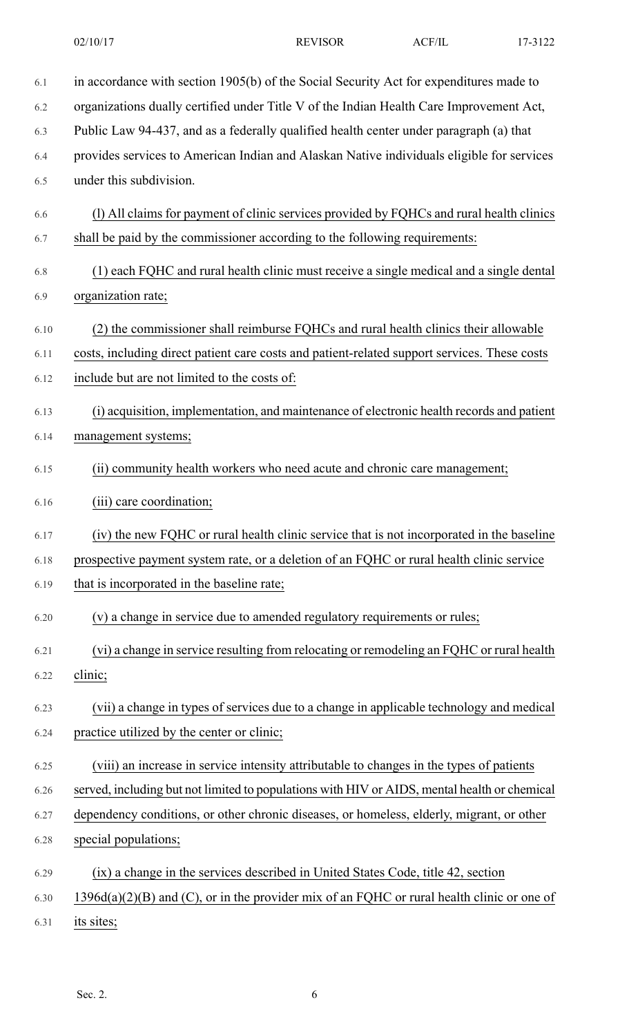in accordance with section 1905(b) of the Social Security Act for expenditures made to organizations dually certified under Title V of the Indian Health Care Improvement Act, Public Law 94-437, and as a federally qualified health center under paragraph (a) that provides services to American Indian and Alaskan Native individuals eligible for services under this subdivision.

(l) All claims for payment of clinic services provided by FQHCs and rural health clinics shall be paid by the commissioner according to the following requirements:

(1) each FQHC and rural health clinic must receive a single medical and a single dental organization rate;

(2) the commissioner shall reimburse FQHCs and rural health clinics their allowable costs, including direct patient care costs and patient-related support services. These costs include but are not limited to the costs of:

(i) acquisition, implementation, and maintenance of electronic health records and patient management systems;

(ii) community health workers who need acute and chronic care management;

(iii) care coordination;

(iv) the new FQHC or rural health clinic service that is not incorporated in the baseline prospective payment system rate, or a deletion of an FQHC or rural health clinic service that is incorporated in the baseline rate;

(v) a change in service due to amended regulatory requirements or rules;

(vi) a change in service resulting from relocating or remodeling an FQHC or rural health clinic;

(vii) a change in types of services due to a change in applicable technology and medical practice utilized by the center or clinic;

(viii) an increase in service intensity attributable to changes in the types of patients served, including but not limited to populations with HIV or AIDS, mental health or chemical dependency conditions, or other chronic diseases, or homeless, elderly, migrant, or other special populations;

(ix) a change in the services described in United States Code, title 42, section 1396d(a)(2)(B) and (C), or in the provider mix of an FQHC or rural health clinic or one of its sites;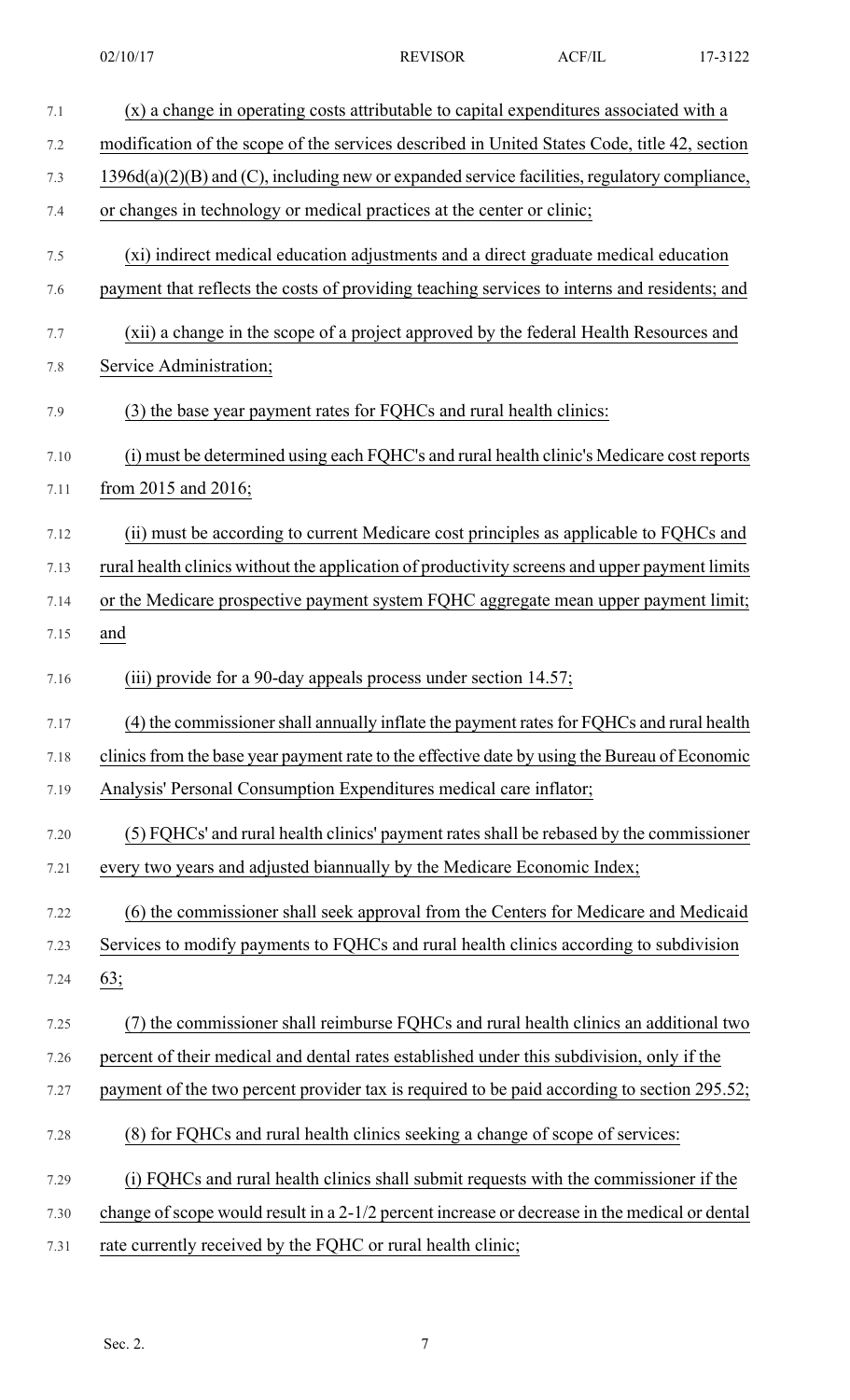(x) a change in operating costs attributable to capital expenditures associated with a modification of the scope of the services described in United States Code, title 42, section 1396d(a)(2)(B) and (C), including new or expanded service facilities, regulatory compliance, or changes in technology or medical practices at the center or clinic;

(xi) indirect medical education adjustments and a direct graduate medical education payment that reflects the costs of providing teaching services to interns and residents; and

(xii) a change in the scope of a project approved by the federal Health Resources and Service Administration;

(3) the base year payment rates for FQHCs and rural health clinics:

(i) must be determined using each FQHC's and rural health clinic's Medicare cost reports from 2015 and 2016;

(ii) must be according to current Medicare cost principles as applicable to FQHCs and rural health clinics without the application of productivity screens and upper payment limits or the Medicare prospective payment system FQHC aggregate mean upper payment limit; and

(iii) provide for a 90-day appeals process under section 14.57;

(4) the commissioner shall annually inflate the payment rates for FQHCs and rural health clinics from the base year payment rate to the effective date by using the Bureau of Economic Analysis' Personal Consumption Expenditures medical care inflator;

(5) FQHCs' and rural health clinics' payment rates shall be rebased by the commissioner every two years and adjusted biannually by the Medicare Economic Index;

(6) the commissioner shall seek approval from the Centers for Medicare and Medicaid Services to modify payments to FQHCs and rural health clinics according to subdivision 63;

(7) the commissioner shall reimburse FQHCs and rural health clinics an additional two percent of their medical and dental rates established under this subdivision, only if the payment of the two percent provider tax is required to be paid according to section 295.52;

(8) for FQHCs and rural health clinics seeking a change of scope of services:

(i) FQHCs and rural health clinics shall submit requests with the commissioner if the change of scope would result in a 2-1/2 percent increase or decrease in the medical or dental rate currently received by the FQHC or rural health clinic;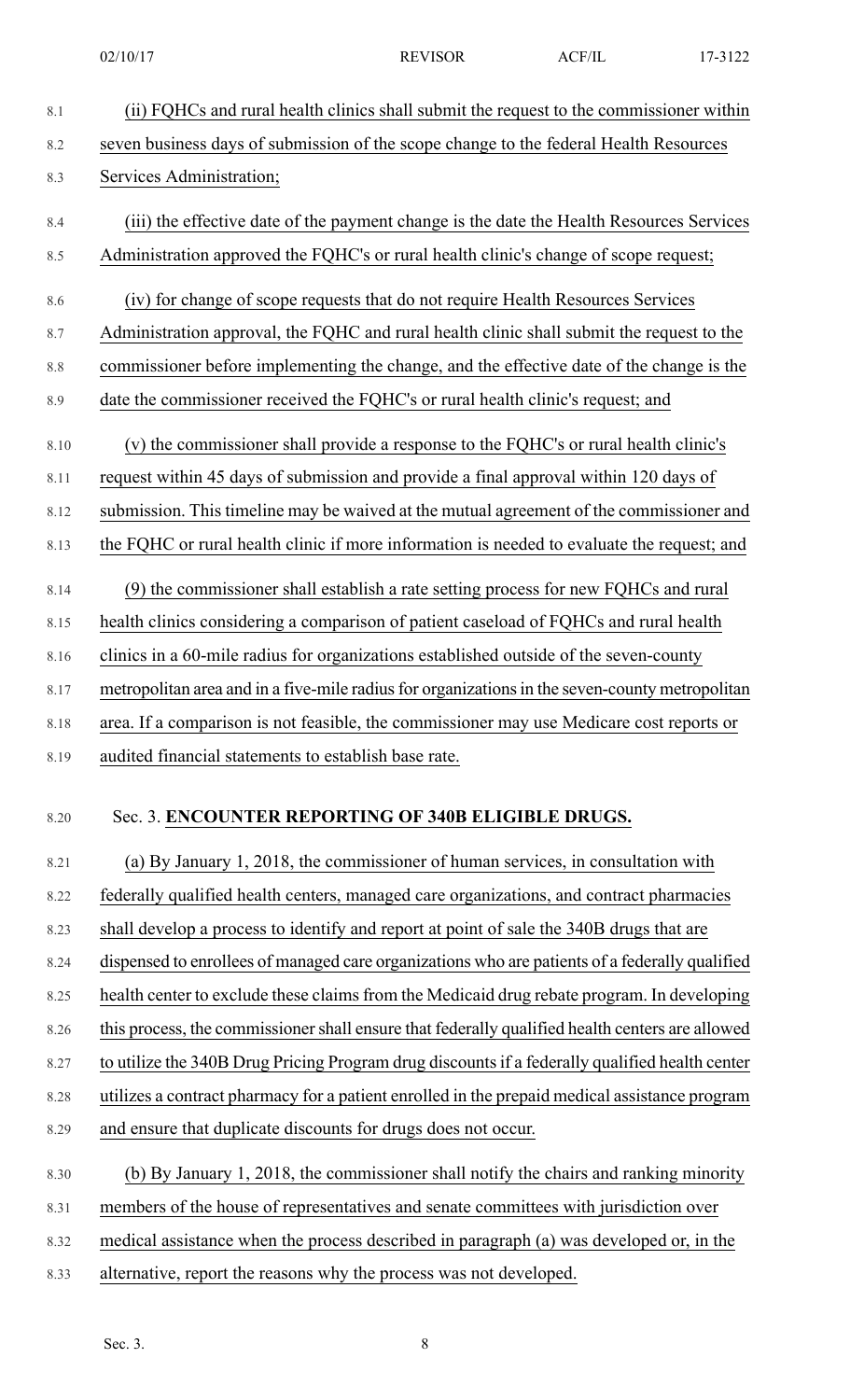(ii) FQHCs and rural health clinics shall submit the request to the commissioner within seven business days of submission of the scope change to the federal Health Resources Services Administration;

(iii) the effective date of the payment change is the date the Health Resources Services Administration approved the FQHC's or rural health clinic's change of scope request;

(iv) for change of scope requests that do not require Health Resources Services Administration approval, the FQHC and rural health clinic shall submit the request to the commissioner before implementing the change, and the effective date of the change is the date the commissioner received the FQHC's or rural health clinic's request; and

(v) the commissioner shall provide a response to the FQHC's or rural health clinic's request within 45 days of submission and provide a final approval within 120 days of submission. This timeline may be waived at the mutual agreement of the commissioner and the FQHC or rural health clinic if more information is needed to evaluate the request; and

(9) the commissioner shall establish a rate setting process for new FQHCs and rural health clinics considering a comparison of patient caseload of FQHCs and rural health clinics in a 60-mile radius for organizations established outside of the seven-county metropolitan area and in a five-mile radius for organizations in the seven-county metropolitan area. If a comparison is not feasible, the commissioner may use Medicare cost reports or audited financial statements to establish base rate.

Sec. 3. **ENCOUNTER REPORTING OF 340B ELIGIBLE DRUGS.**

(a) By January 1, 2018, the commissioner of human services, in consultation with federally qualified health centers, managed care organizations, and contract pharmacies shall develop a process to identify and report at point of sale the 340B drugs that are dispensed to enrollees of managed care organizations who are patients of a federally qualified health center to exclude these claims from the Medicaid drug rebate program. In developing this process, the commissioner shall ensure that federally qualified health centers are allowed to utilize the 340B Drug Pricing Program drug discounts if a federally qualified health center utilizes a contract pharmacy for a patient enrolled in the prepaid medical assistance program and ensure that duplicate discounts for drugs does not occur.

(b) By January 1, 2018, the commissioner shall notify the chairs and ranking minority members of the house of representatives and senate committees with jurisdiction over medical assistance when the process described in paragraph (a) was developed or, in the alternative, report the reasons why the process was not developed.